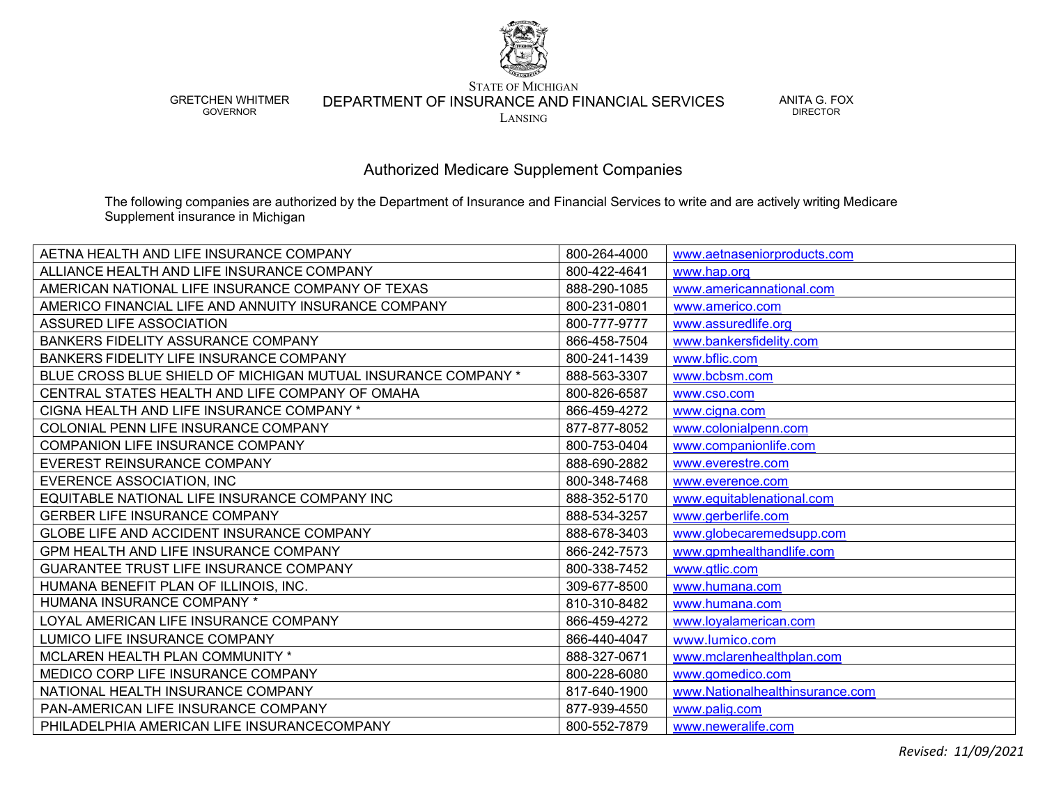STATE OF MICHIGAN

GRETCHEN WHITMER
GOVERNOR

DEPARTMENT OF INSURANCE AND FINANCIAL SERVICES
LANSING

ANITA G. FOX
DIRECTOR

## Authorized Medicare Supplement Companies

The following companies are authorized by the Department of Insurance and Financial Services to write and are actively writing Medicare Supplement insurance in Michigan

| | | |
|---|---|---|
| AETNA HEALTH AND LIFE INSURANCE COMPANY | 800-264-4000 | www.aetnaseniorproducts.com |
| ALLIANCE HEALTH AND LIFE INSURANCE COMPANY | 800-422-4641 | www.hap.org |
| AMERICAN NATIONAL LIFE INSURANCE COMPANY OF TEXAS | 888-290-1085 | www.americannational.com |
| AMERICO FINANCIAL LIFE AND ANNUITY INSURANCE COMPANY | 800-231-0801 | www.americo.com |
| ASSURED LIFE ASSOCIATION | 800-777-9777 | www.assuredlife.org |
| BANKERS FIDELITY ASSURANCE COMPANY | 866-458-7504 | www.bankersfidelity.com |
| BANKERS FIDELITY LIFE INSURANCE COMPANY | 800-241-1439 | www.bflic.com |
| BLUE CROSS BLUE SHIELD OF MICHIGAN MUTUAL INSURANCE COMPANY * | 888-563-3307 | www.bcbsm.com |
| CENTRAL STATES HEALTH AND LIFE COMPANY OF OMAHA | 800-826-6587 | www.cso.com |
| CIGNA HEALTH AND LIFE INSURANCE COMPANY * | 866-459-4272 | www.cigna.com |
| COLONIAL PENN LIFE INSURANCE COMPANY | 877-877-8052 | www.colonialpenn.com |
| COMPANION LIFE INSURANCE COMPANY | 800-753-0404 | www.companionlife.com |
| EVEREST REINSURANCE COMPANY | 888-690-2882 | www.everestre.com |
| EVERENCE ASSOCIATION, INC | 800-348-7468 | www.everence.com |
| EQUITABLE NATIONAL LIFE INSURANCE COMPANY INC | 888-352-5170 | www.equitablenational.com |
| GERBER LIFE INSURANCE COMPANY | 888-534-3257 | www.gerberlife.com |
| GLOBE LIFE AND ACCIDENT INSURANCE COMPANY | 888-678-3403 | www.globecaremedsupp.com |
| GPM HEALTH AND LIFE INSURANCE COMPANY | 866-242-7573 | www.gpmhealthandlife.com |
| GUARANTEE TRUST LIFE INSURANCE COMPANY | 800-338-7452 | www.gtlic.com |
| HUMANA BENEFIT PLAN OF ILLINOIS, INC. | 309-677-8500 | www.humana.com |
| HUMANA INSURANCE COMPANY * | 810-310-8482 | www.humana.com |
| LOYAL AMERICAN LIFE INSURANCE COMPANY | 866-459-4272 | www.loyalamerican.com |
| LUMICO LIFE INSURANCE COMPANY | 866-440-4047 | www.lumico.com |
| MCLAREN HEALTH PLAN COMMUNITY * | 888-327-0671 | www.mclarenhealthplan.com |
| MEDICO CORP LIFE INSURANCE COMPANY | 800-228-6080 | www.gomedico.com |
| NATIONAL HEALTH INSURANCE COMPANY | 817-640-1900 | www.Nationalhealthinsurance.com |
| PAN-AMERICAN LIFE INSURANCE COMPANY | 877-939-4550 | www.palig.com |
| PHILADELPHIA AMERICAN LIFE INSURANCECOMPANY | 800-552-7879 | www.neweralife.com |

*Revised: 11/09/2021*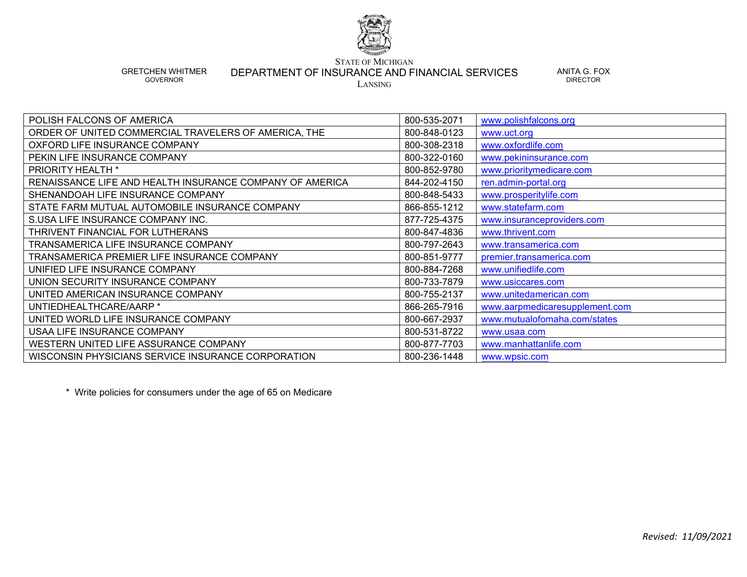STATE OF MICHIGAN

GRETCHEN WHITMER
GOVERNOR

DEPARTMENT OF INSURANCE AND FINANCIAL SERVICES
LANSING

ANITA G. FOX
DIRECTOR

| | | |
|---|---|---|
| POLISH FALCONS OF AMERICA | 800-535-2071 | www.polishfalcons.org |
| ORDER OF UNITED COMMERCIAL TRAVELERS OF AMERICA, THE | 800-848-0123 | www.uct.org |
| OXFORD LIFE INSURANCE COMPANY | 800-308-2318 | www.oxfordlife.com |
| PEKIN LIFE INSURANCE COMPANY | 800-322-0160 | www.pekininsurance.com |
| PRIORITY HEALTH * | 800-852-9780 | www.prioritymedicare.com |
| RENAISSANCE LIFE AND HEALTH INSURANCE COMPANY OF AMERICA | 844-202-4150 | ren.admin-portal.org |
| SHENANDOAH LIFE INSURANCE COMPANY | 800-848-5433 | www.prosperitylife.com |
| STATE FARM MUTUAL AUTOMOBILE INSURANCE COMPANY | 866-855-1212 | www.statefarm.com |
| S.USA LIFE INSURANCE COMPANY INC. | 877-725-4375 | www.insuranceproviders.com |
| THRIVENT FINANCIAL FOR LUTHERANS | 800-847-4836 | www.thrivent.com |
| TRANSAMERICA LIFE INSURANCE COMPANY | 800-797-2643 | www.transamerica.com |
| TRANSAMERICA PREMIER LIFE INSURANCE COMPANY | 800-851-9777 | premier.transamerica.com |
| UNIFIED LIFE INSURANCE COMPANY | 800-884-7268 | www.unifiedlife.com |
| UNION SECURITY INSURANCE COMPANY | 800-733-7879 | www.usiccares.com |
| UNITED AMERICAN INSURANCE COMPANY | 800-755-2137 | www.unitedamerican.com |
| UNTIEDHEALTHCARE/AARP * | 866-265-7916 | www.aarpmedicaresupplement.com |
| UNITED WORLD LIFE INSURANCE COMPANY | 800-667-2937 | www.mutualofomaha.com/states |
| USAA LIFE INSURANCE COMPANY | 800-531-8722 | www.usaa.com |
| WESTERN UNITED LIFE ASSURANCE COMPANY | 800-877-7703 | www.manhattanlife.com |
| WISCONSIN PHYSICIANS SERVICE INSURANCE CORPORATION | 800-236-1448 | www.wpsic.com |

\* Write policies for consumers under the age of 65 on Medicare

*Revised: 11/09/2021*